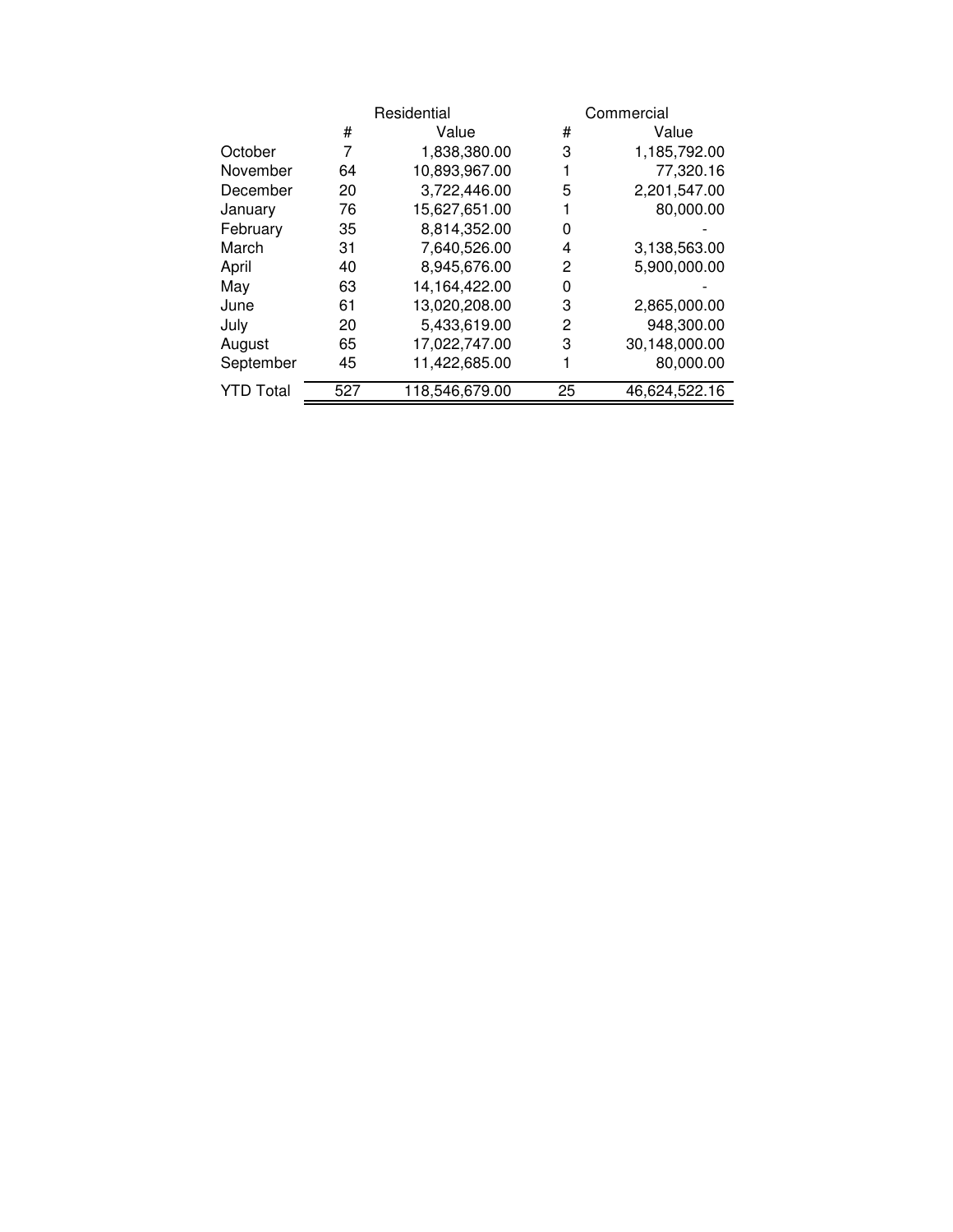|  | Residential | | Commercial | |
|---|---|---|---|---|
|  | # | Value | # | Value |
| October | 7 | 1,838,380.00 | 3 | 1,185,792.00 |
| November | 64 | 10,893,967.00 | 1 | 77,320.16 |
| December | 20 | 3,722,446.00 | 5 | 2,201,547.00 |
| January | 76 | 15,627,651.00 | 1 | 80,000.00 |
| February | 35 | 8,814,352.00 | 0 | - |
| March | 31 | 7,640,526.00 | 4 | 3,138,563.00 |
| April | 40 | 8,945,676.00 | 2 | 5,900,000.00 |
| May | 63 | 14,164,422.00 | 0 | - |
| June | 61 | 13,020,208.00 | 3 | 2,865,000.00 |
| July | 20 | 5,433,619.00 | 2 | 948,300.00 |
| August | 65 | 17,022,747.00 | 3 | 30,148,000.00 |
| September | 45 | 11,422,685.00 | 1 | 80,000.00 |
| YTD Total | 527 | 118,546,679.00 | 25 | 46,624,522.16 |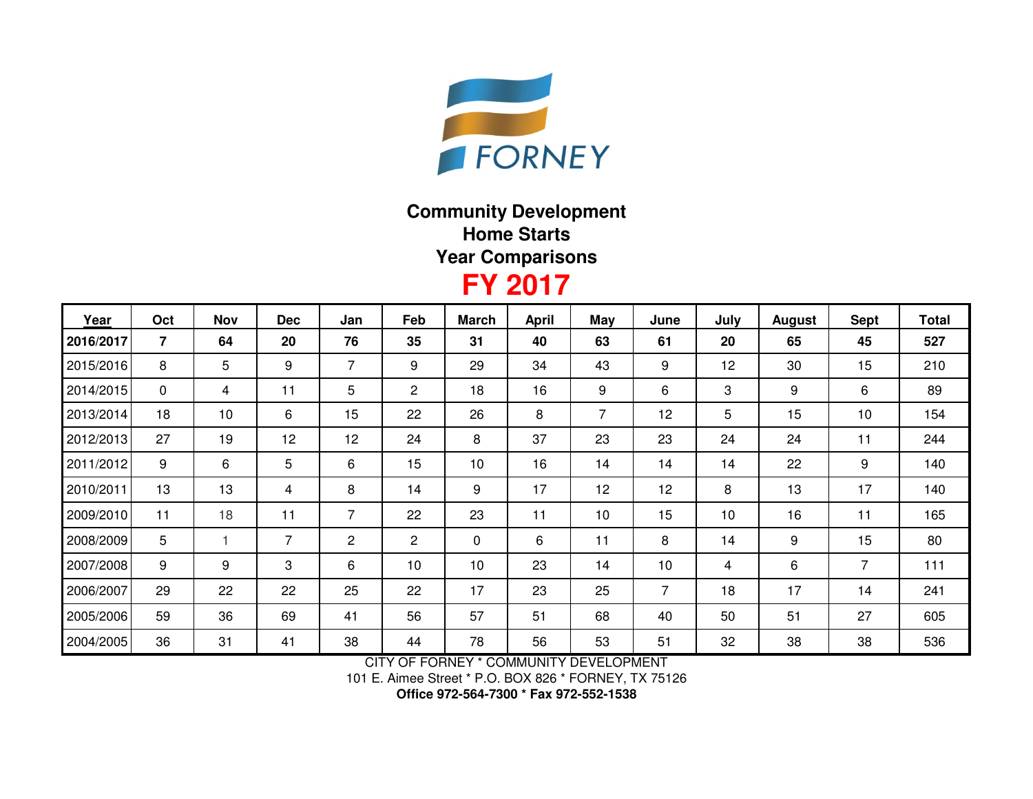FORNEY

# Community Development
## Home Starts
## Year Comparisons
## FY 2017

| Year | Oct | Nov | Dec | Jan | Feb | March | April | May | June | July | August | Sept | Total |
|---|---|---|---|---|---|---|---|---|---|---|---|---|---|
| **2016/2017** | **7** | **64** | **20** | **76** | **35** | **31** | **40** | **63** | **61** | **20** | **65** | **45** | **527** |
| 2015/2016 | 8 | 5 | 9 | 7 | 9 | 29 | 34 | 43 | 9 | 12 | 30 | 15 | 210 |
| 2014/2015 | 0 | 4 | 11 | 5 | 2 | 18 | 16 | 9 | 6 | 3 | 9 | 6 | 89 |
| 2013/2014 | 18 | 10 | 6 | 15 | 22 | 26 | 8 | 7 | 12 | 5 | 15 | 10 | 154 |
| 2012/2013 | 27 | 19 | 12 | 12 | 24 | 8 | 37 | 23 | 23 | 24 | 24 | 11 | 244 |
| 2011/2012 | 9 | 6 | 5 | 6 | 15 | 10 | 16 | 14 | 14 | 14 | 22 | 9 | 140 |
| 2010/2011 | 13 | 13 | 4 | 8 | 14 | 9 | 17 | 12 | 12 | 8 | 13 | 17 | 140 |
| 2009/2010 | 11 | 18 | 11 | 7 | 22 | 23 | 11 | 10 | 15 | 10 | 16 | 11 | 165 |
| 2008/2009 | 5 | 1 | 7 | 2 | 2 | 0 | 6 | 11 | 8 | 14 | 9 | 15 | 80 |
| 2007/2008 | 9 | 9 | 3 | 6 | 10 | 10 | 23 | 14 | 10 | 4 | 6 | 7 | 111 |
| 2006/2007 | 29 | 22 | 22 | 25 | 22 | 17 | 23 | 25 | 7 | 18 | 17 | 14 | 241 |
| 2005/2006 | 59 | 36 | 69 | 41 | 56 | 57 | 51 | 68 | 40 | 50 | 51 | 27 | 605 |
| 2004/2005 | 36 | 31 | 41 | 38 | 44 | 78 | 56 | 53 | 51 | 32 | 38 | 38 | 536 |

CITY OF FORNEY * COMMUNITY DEVELOPMENT
101 E. Aimee Street * P.O. BOX 826 * FORNEY, TX 75126
**Office 972-564-7300 * Fax 972-552-1538**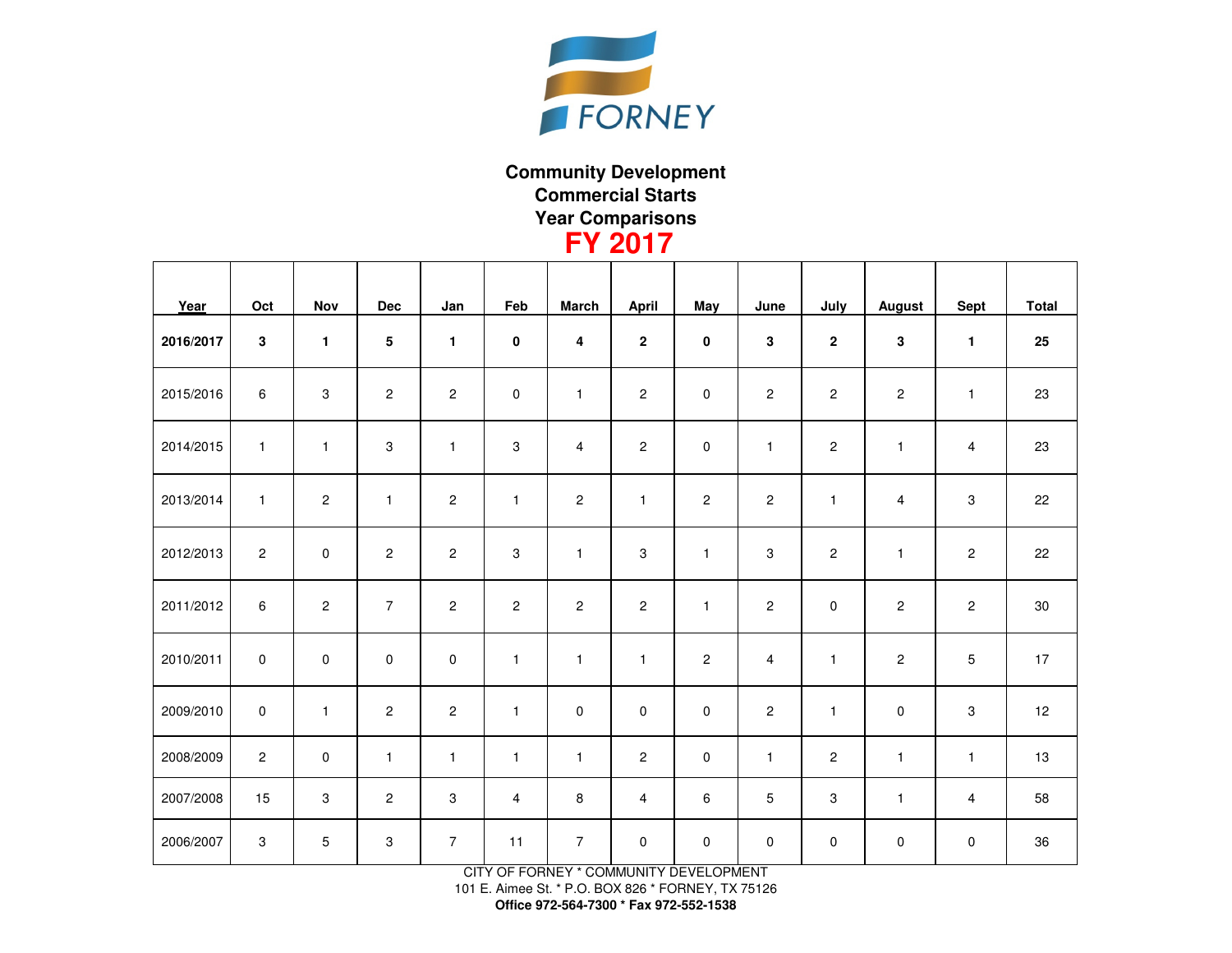FORNEY

**Community Development**
**Commercial Starts**
**Year Comparisons**
**FY 2017**

| Year | Oct | Nov | Dec | Jan | Feb | March | April | May | June | July | August | Sept | Total |
|---|---|---|---|---|---|---|---|---|---|---|---|---|---|
| **2016/2017** | **3** | **1** | **5** | **1** | **0** | **4** | **2** | **0** | **3** | **2** | **3** | **1** | **25** |
| 2015/2016 | 6 | 3 | 2 | 2 | 0 | 1 | 2 | 0 | 2 | 2 | 2 | 1 | 23 |
| 2014/2015 | 1 | 1 | 3 | 1 | 3 | 4 | 2 | 0 | 1 | 2 | 1 | 4 | 23 |
| 2013/2014 | 1 | 2 | 1 | 2 | 1 | 2 | 1 | 2 | 2 | 1 | 4 | 3 | 22 |
| 2012/2013 | 2 | 0 | 2 | 2 | 3 | 1 | 3 | 1 | 3 | 2 | 1 | 2 | 22 |
| 2011/2012 | 6 | 2 | 7 | 2 | 2 | 2 | 2 | 1 | 2 | 0 | 2 | 2 | 30 |
| 2010/2011 | 0 | 0 | 0 | 0 | 1 | 1 | 1 | 2 | 4 | 1 | 2 | 5 | 17 |
| 2009/2010 | 0 | 1 | 2 | 2 | 1 | 0 | 0 | 0 | 2 | 1 | 0 | 3 | 12 |
| 2008/2009 | 2 | 0 | 1 | 1 | 1 | 1 | 2 | 0 | 1 | 2 | 1 | 1 | 13 |
| 2007/2008 | 15 | 3 | 2 | 3 | 4 | 8 | 4 | 6 | 5 | 3 | 1 | 4 | 58 |
| 2006/2007 | 3 | 5 | 3 | 7 | 11 | 7 | 0 | 0 | 0 | 0 | 0 | 0 | 36 |

CITY OF FORNEY * COMMUNITY DEVELOPMENT
101 E. Aimee St. * P.O. BOX 826 * FORNEY, TX 75126
**Office 972-564-7300 * Fax 972-552-1538**